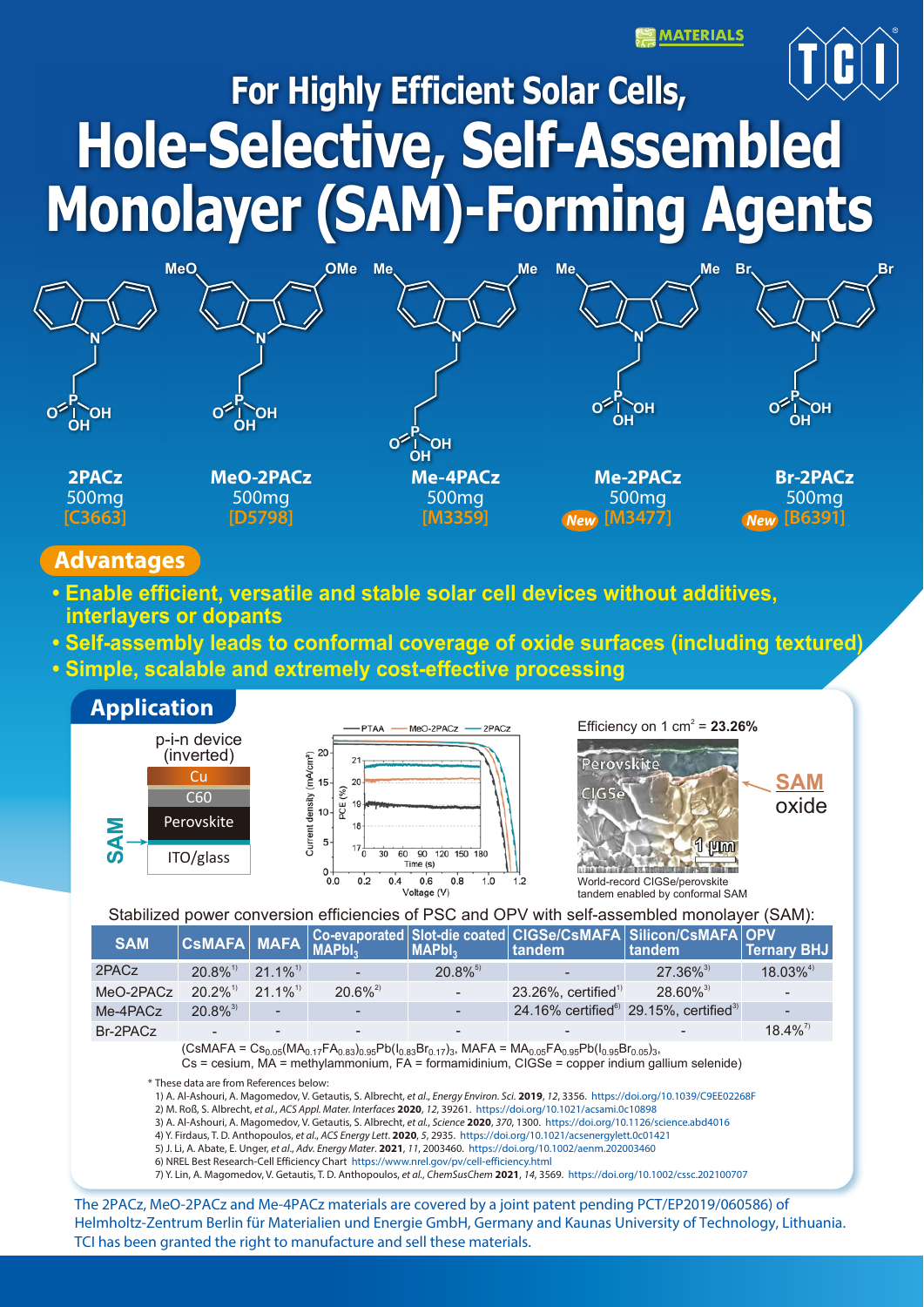MATERIALS

# For Highly Efficient Solar Cells,

# Hole-Selective, Self-Assembled Monolayer (SAM)-Forming Agents

**2PACz**
500mg
[C3663]

**MeO-2PACz**
500mg
[D5798]

**Me-4PACz**
500mg
[M3359]

**Me-2PACz**
500mg
New [M3477]

**Br-2PACz**
500mg
New [B6391]

## Advantages

- **Enable efficient, versatile and stable solar cell devices without additives, interlayers or dopants**
- **Self-assembly leads to conformal coverage of oxide surfaces (including textured)**
- **Simple, scalable and extremely cost-effective processing**

## Application

p-i-n device (inverted)

Cu / C60 / Perovskite / SAM / ITO/glass

Efficiency on 1 cm$^2$ = **23.26%**

World-record CIGSe/perovskite tandem enabled by conformal SAM

Stabilized power conversion efficiencies of PSC and OPV with self-assembled monolayer (SAM):

| SAM | CsMAFA | MAFA | Co-evaporated $MAPbI_3$ | Slot-die coated $MAPbI_3$ | CIGSe/CsMAFA tandem | Silicon/CsMAFA tandem | OPV Ternary BHJ |
|---|---|---|---|---|---|---|---|
| 2PACz | 20.8%[1] | 21.1%[1] | - | 20.8%[5] | - | 27.36%[3] | 18.03%[4] |
| MeO-2PACz | 20.2%[1] | 21.1%[1] | 20.6%[2] | - | 23.26%, certified[1] | 28.60%[3] | - |
| Me-4PACz | 20.8%[3] | - | - | - | 24.16% certified[6] | 29.15%, certified[3] | - |
| Br-2PACz | - | - | - | - | - | - | 18.4%[7] |

($CsMAFA = Cs_{0.05}(MA_{0.17}FA_{0.83})_{0.95}Pb(I_{0.83}Br_{0.17})_3$, $MAFA = MA_{0.05}FA_{0.95}Pb(I_{0.95}Br_{0.05})_3$,
Cs = cesium, MA = methylammonium, FA = formamidinium, CIGSe = copper indium gallium selenide)

\* These data are from References below:

1) A. Al-Ashouri, A. Magomedov, V. Getautis, S. Albrecht, *et al.*, *Energy Environ. Sci.* **2019**, *12*, 3356. https://doi.org/10.1039/C9EE02268F
2) M. Roß, S. Albrecht, *et al.*, *ACS Appl. Mater. Interfaces* **2020**, *12*, 39261. https://doi.org/10.1021/acsami.0c10898
3) A. Al-Ashouri, A. Magomedov, V. Getautis, S. Albrecht, *et al.*, *Science* **2020**, *370*, 1300. https://doi.org/10.1126/science.abd4016
4) Y. Firdaus, T. D. Anthopoulos, *et al.*, *ACS Energy Lett.* **2020**, *5*, 2935. https://doi.org/10.1021/acsenergylett.0c01421
5) J. Li, A. Abate, E. Unger, *et al.*, *Adv. Energy Mater.* **2021**, *11*, 2003460. https://doi.org/10.1002/aenm.202003460
6) NREL Best Research-Cell Efficiency Chart https://www.nrel.gov/pv/cell-efficiency.html
7) Y. Lin, A. Magomedov, V. Getautis, T. D. Anthopoulos, *et al.*, *ChemSusChem* **2021**, *14*, 3569. https://doi.org/10.1002/cssc.202100707

The 2PACz, MeO-2PACz and Me-4PACz materials are covered by a joint patent pending PCT/EP2019/060586) of Helmholtz-Zentrum Berlin für Materialien und Energie GmbH, Germany and Kaunas University of Technology, Lithuania. TCI has been granted the right to manufacture and sell these materials.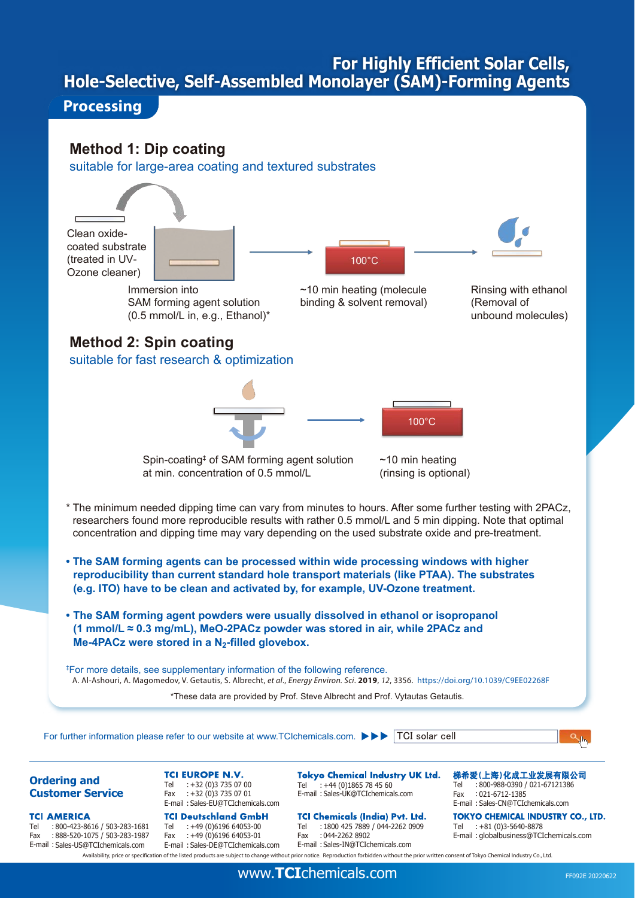# For Highly Efficient Solar Cells, Hole-Selective, Self-Assembled Monolayer (SAM)-Forming Agents

## Processing

### Method 1: Dip coating

suitable for large-area coating and textured substrates

Clean oxide-coated substrate (treated in UV-Ozone cleaner)

Immersion into SAM forming agent solution (0.5 mmol/L in, e.g., Ethanol)*

100°C

~10 min heating (molecule binding & solvent removal)

Rinsing with ethanol (Removal of unbound molecules)

### Method 2: Spin coating

suitable for fast research & optimization

100°C

Spin-coating‡ of SAM forming agent solution at min. concentration of 0.5 mmol/L

~10 min heating (rinsing is optional)

\* The minimum needed dipping time can vary from minutes to hours. After some further testing with 2PACz, researchers found more reproducible results with rather 0.5 mmol/L and 5 min dipping. Note that optimal concentration and dipping time may vary depending on the used substrate oxide and pre-treatment.

- **The SAM forming agents can be processed within wide processing windows with higher reproducibility than current standard hole transport materials (like PTAA). The substrates (e.g. ITO) have to be clean and activated by, for example, UV-Ozone treatment.**
- **The SAM forming agent powders were usually dissolved in ethanol or isopropanol (1 mmol/L ≈ 0.3 mg/mL), MeO-2PACz powder was stored in air, while 2PACz and Me-4PACz were stored in a $N_2$-filled glovebox.**

‡For more details, see supplementary information of the following reference.
A. Al-Ashouri, A. Magomedov, V. Getautis, S. Albrecht, *et al.*, *Energy Environ. Sci.* **2019**, *12*, 3356. https://doi.org/10.1039/C9EE02268F

\*These data are provided by Prof. Steve Albrecht and Prof. Vytautas Getautis.

For further information please refer to our website at www.TCIchemicals.com. ▶▶▶ TCI solar cell

**Ordering and Customer Service**

**TCI AMERICA**
Tel : 800-423-8616 / 503-283-1681
Fax : 888-520-1075 / 503-283-1987
E-mail : Sales-US@TCIchemicals.com

**TCI EUROPE N.V.**
Tel : +32 (0)3 735 07 00
Fax : +32 (0)3 735 07 01
E-mail : Sales-EU@TCIchemicals.com

**TCI Deutschland GmbH**
Tel : +49 (0)6196 64053-00
Fax : +49 (0)6196 64053-01
E-mail : Sales-DE@TCIchemicals.com

**Tokyo Chemical Industry UK Ltd.**
Tel : +44 (0)1865 78 45 60
E-mail : Sales-UK@TCIchemicals.com

**TCI Chemicals (India) Pvt. Ltd.**
Tel : 1800 425 7889 / 044-2262 0909
Fax : 044-2262 8902
E-mail : Sales-IN@TCIchemicals.com

**梯希爱(上海)化成工业发展有限公司**
Tel : 800-988-0390 / 021-67121386
Fax : 021-6712-1385
E-mail : Sales-CN@TCIchemicals.com

**TOKYO CHEMICAL INDUSTRY CO., LTD.**
Tel : +81 (0)3-5640-8878
E-mail : globalbusiness@TCIchemicals.com

Availability, price or specification of the listed products are subject to change without prior notice. Reproduction forbidden without the prior written consent of Tokyo Chemical Industry Co., Ltd.

www.TCIchemicals.com

FF092E 20220622